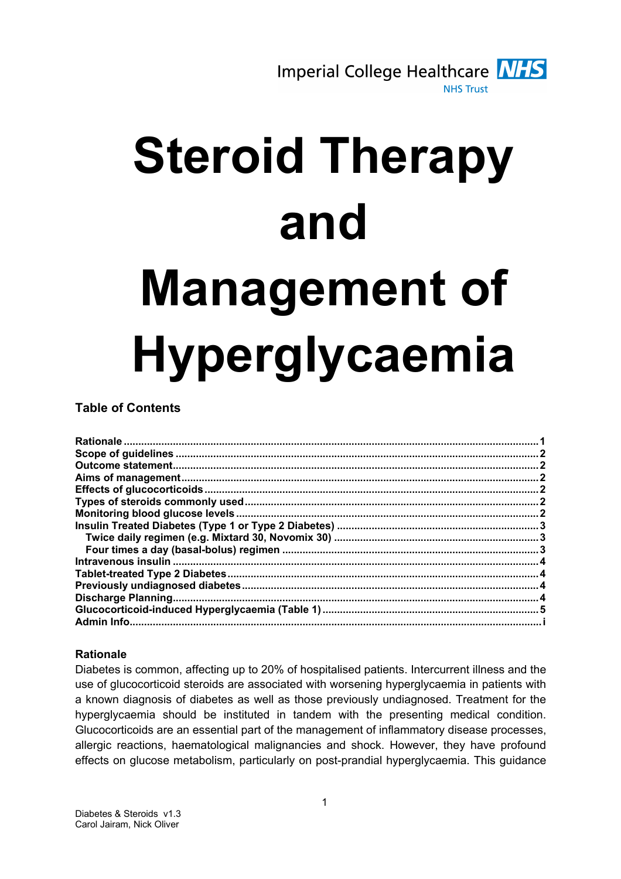Imperial College Healthcare NHS Trust

# Steroid Therapy and Management of Hyperglycaemia

## Table of Contents

- Rationale ... 1
- Scope of guidelines ... 2
- Outcome statement ... 2
- Aims of management ... 2
- Effects of glucocorticoids ... 2
- Types of steroids commonly used ... 2
- Monitoring blood glucose levels ... 2
- Insulin Treated Diabetes (Type 1 or Type 2 Diabetes) ... 3
  - Twice daily regimen (e.g. Mixtard 30, Novomix 30) ... 3
  - Four times a day (basal-bolus) regimen ... 3
- Intravenous insulin ... 4
- Tablet-treated Type 2 Diabetes ... 4
- Previously undiagnosed diabetes ... 4
- Discharge Planning ... 4
- Glucocorticoid-induced Hyperglycaemia (Table 1) ... 5
- Admin Info ... i

## Rationale

Diabetes is common, affecting up to 20% of hospitalised patients. Intercurrent illness and the use of glucocorticoid steroids are associated with worsening hyperglycaemia in patients with a known diagnosis of diabetes as well as those previously undiagnosed. Treatment for the hyperglycaemia should be instituted in tandem with the presenting medical condition. Glucocorticoids are an essential part of the management of inflammatory disease processes, allergic reactions, haematological malignancies and shock. However, they have profound effects on glucose metabolism, particularly on post-prandial hyperglycaemia. This guidance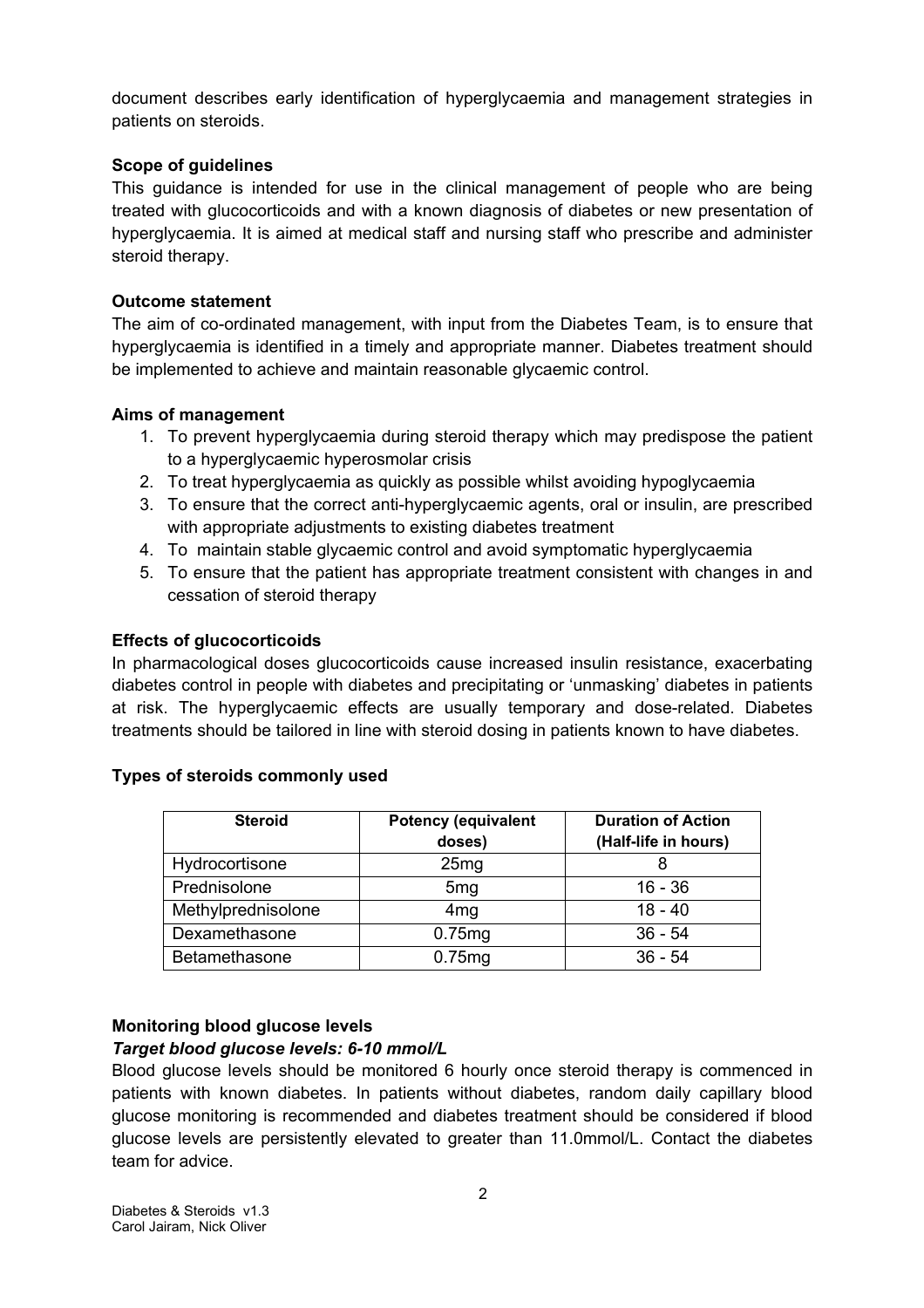document describes early identification of hyperglycaemia and management strategies in patients on steroids.

**Scope of guidelines**

This guidance is intended for use in the clinical management of people who are being treated with glucocorticoids and with a known diagnosis of diabetes or new presentation of hyperglycaemia. It is aimed at medical staff and nursing staff who prescribe and administer steroid therapy.

**Outcome statement**

The aim of co-ordinated management, with input from the Diabetes Team, is to ensure that hyperglycaemia is identified in a timely and appropriate manner. Diabetes treatment should be implemented to achieve and maintain reasonable glycaemic control.

**Aims of management**

1. To prevent hyperglycaemia during steroid therapy which may predispose the patient to a hyperglycaemic hyperosmolar crisis
2. To treat hyperglycaemia as quickly as possible whilst avoiding hypoglycaemia
3. To ensure that the correct anti-hyperglycaemic agents, oral or insulin, are prescribed with appropriate adjustments to existing diabetes treatment
4. To maintain stable glycaemic control and avoid symptomatic hyperglycaemia
5. To ensure that the patient has appropriate treatment consistent with changes in and cessation of steroid therapy

**Effects of glucocorticoids**

In pharmacological doses glucocorticoids cause increased insulin resistance, exacerbating diabetes control in people with diabetes and precipitating or 'unmasking' diabetes in patients at risk. The hyperglycaemic effects are usually temporary and dose-related. Diabetes treatments should be tailored in line with steroid dosing in patients known to have diabetes.

**Types of steroids commonly used**

| Steroid | Potency (equivalent doses) | Duration of Action (Half-life in hours) |
|---|---|---|
| Hydrocortisone | 25mg | 8 |
| Prednisolone | 5mg | 16 - 36 |
| Methylprednisolone | 4mg | 18 - 40 |
| Dexamethasone | 0.75mg | 36 - 54 |
| Betamethasone | 0.75mg | 36 - 54 |

**Monitoring blood glucose levels**

***Target blood glucose levels: 6-10 mmol/L***

Blood glucose levels should be monitored 6 hourly once steroid therapy is commenced in patients with known diabetes. In patients without diabetes, random daily capillary blood glucose monitoring is recommended and diabetes treatment should be considered if blood glucose levels are persistently elevated to greater than 11.0mmol/L. Contact the diabetes team for advice.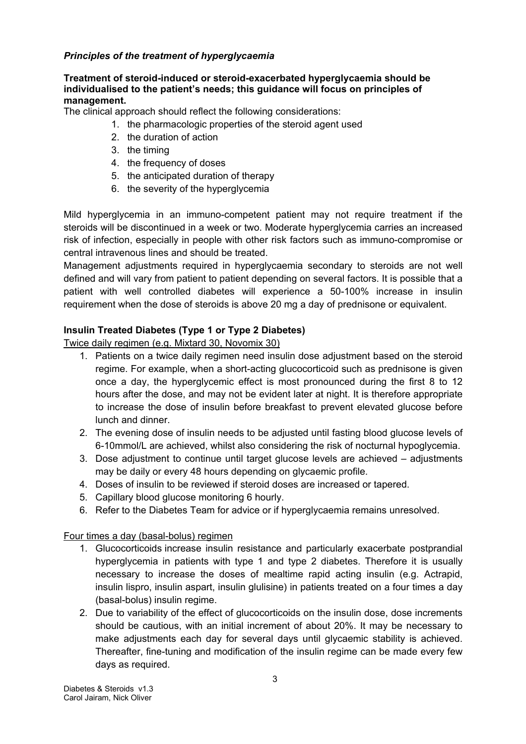### *Principles of the treatment of hyperglycaemia*

**Treatment of steroid-induced or steroid-exacerbated hyperglycaemia should be individualised to the patient's needs; this guidance will focus on principles of management.**

The clinical approach should reflect the following considerations:

1. the pharmacologic properties of the steroid agent used
2. the duration of action
3. the timing
4. the frequency of doses
5. the anticipated duration of therapy
6. the severity of the hyperglycemia

Mild hyperglycemia in an immuno-competent patient may not require treatment if the steroids will be discontinued in a week or two. Moderate hyperglycemia carries an increased risk of infection, especially in people with other risk factors such as immuno-compromise or central intravenous lines and should be treated.

Management adjustments required in hyperglycaemia secondary to steroids are not well defined and will vary from patient to patient depending on several factors. It is possible that a patient with well controlled diabetes will experience a 50-100% increase in insulin requirement when the dose of steroids is above 20 mg a day of prednisone or equivalent.

#### **Insulin Treated Diabetes (Type 1 or Type 2 Diabetes)**

Twice daily regimen (e.g. Mixtard 30, Novomix 30)

1. Patients on a twice daily regimen need insulin dose adjustment based on the steroid regime. For example, when a short-acting glucocorticoid such as prednisone is given once a day, the hyperglycemic effect is most pronounced during the first 8 to 12 hours after the dose, and may not be evident later at night. It is therefore appropriate to increase the dose of insulin before breakfast to prevent elevated glucose before lunch and dinner.
2. The evening dose of insulin needs to be adjusted until fasting blood glucose levels of 6-10mmol/L are achieved, whilst also considering the risk of nocturnal hypoglycemia.
3. Dose adjustment to continue until target glucose levels are achieved – adjustments may be daily or every 48 hours depending on glycaemic profile.
4. Doses of insulin to be reviewed if steroid doses are increased or tapered.
5. Capillary blood glucose monitoring 6 hourly.
6. Refer to the Diabetes Team for advice or if hyperglycaemia remains unresolved.

Four times a day (basal-bolus) regimen

1. Glucocorticoids increase insulin resistance and particularly exacerbate postprandial hyperglycemia in patients with type 1 and type 2 diabetes. Therefore it is usually necessary to increase the doses of mealtime rapid acting insulin (e.g. Actrapid, insulin lispro, insulin aspart, insulin glulisine) in patients treated on a four times a day (basal-bolus) insulin regime.
2. Due to variability of the effect of glucocorticoids on the insulin dose, dose increments should be cautious, with an initial increment of about 20%. It may be necessary to make adjustments each day for several days until glycaemic stability is achieved. Thereafter, fine-tuning and modification of the insulin regime can be made every few days as required.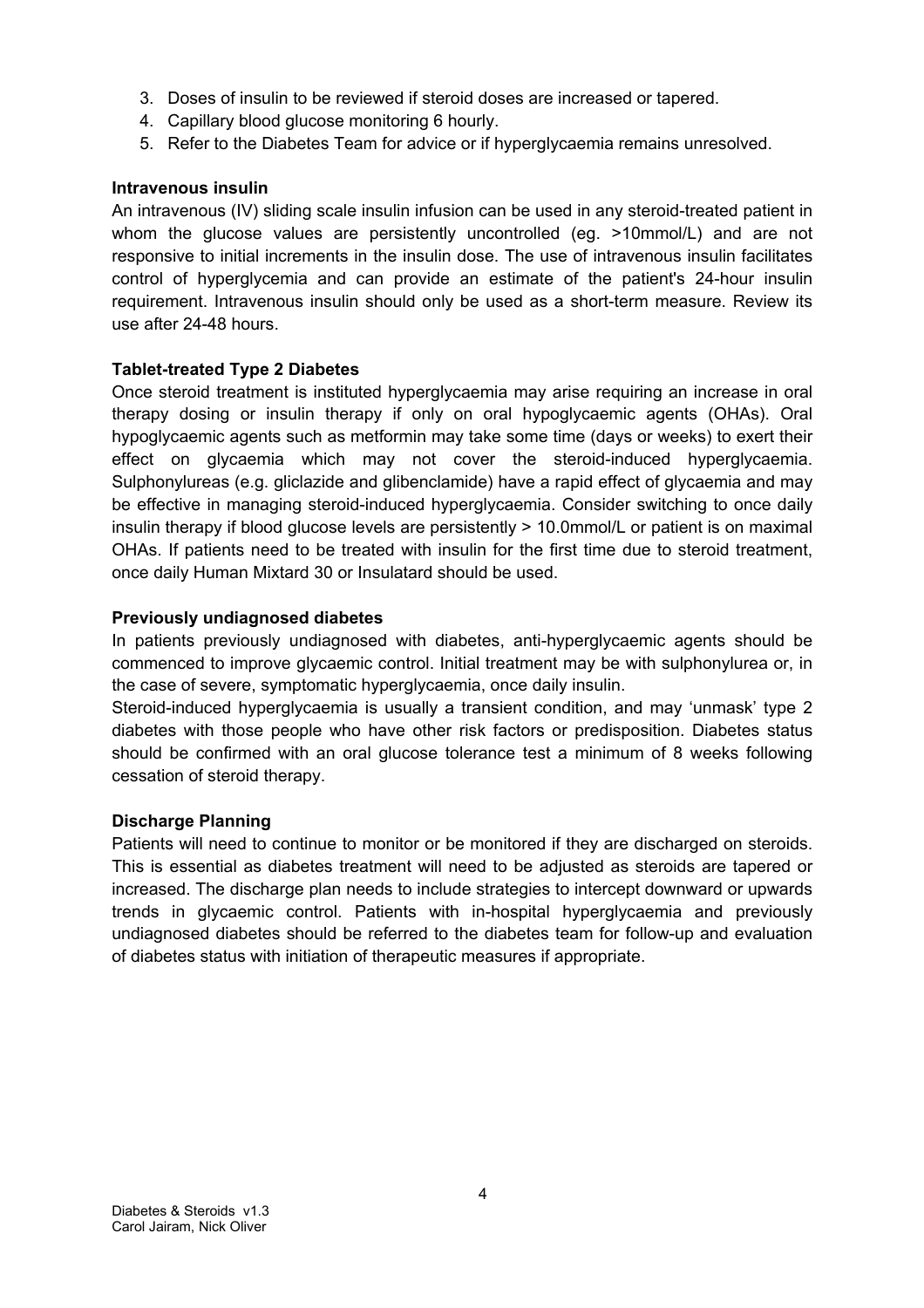3. Doses of insulin to be reviewed if steroid doses are increased or tapered.
4. Capillary blood glucose monitoring 6 hourly.
5. Refer to the Diabetes Team for advice or if hyperglycaemia remains unresolved.

**Intravenous insulin**

An intravenous (IV) sliding scale insulin infusion can be used in any steroid-treated patient in whom the glucose values are persistently uncontrolled (eg. >10mmol/L) and are not responsive to initial increments in the insulin dose. The use of intravenous insulin facilitates control of hyperglycemia and can provide an estimate of the patient's 24-hour insulin requirement. Intravenous insulin should only be used as a short-term measure. Review its use after 24-48 hours.

**Tablet-treated Type 2 Diabetes**

Once steroid treatment is instituted hyperglycaemia may arise requiring an increase in oral therapy dosing or insulin therapy if only on oral hypoglycaemic agents (OHAs). Oral hypoglycaemic agents such as metformin may take some time (days or weeks) to exert their effect on glycaemia which may not cover the steroid-induced hyperglycaemia. Sulphonylureas (e.g. gliclazide and glibenclamide) have a rapid effect of glycaemia and may be effective in managing steroid-induced hyperglycaemia. Consider switching to once daily insulin therapy if blood glucose levels are persistently > 10.0mmol/L or patient is on maximal OHAs. If patients need to be treated with insulin for the first time due to steroid treatment, once daily Human Mixtard 30 or Insulatard should be used.

**Previously undiagnosed diabetes**

In patients previously undiagnosed with diabetes, anti-hyperglycaemic agents should be commenced to improve glycaemic control. Initial treatment may be with sulphonylurea or, in the case of severe, symptomatic hyperglycaemia, once daily insulin.

Steroid-induced hyperglycaemia is usually a transient condition, and may 'unmask' type 2 diabetes with those people who have other risk factors or predisposition. Diabetes status should be confirmed with an oral glucose tolerance test a minimum of 8 weeks following cessation of steroid therapy.

**Discharge Planning**

Patients will need to continue to monitor or be monitored if they are discharged on steroids. This is essential as diabetes treatment will need to be adjusted as steroids are tapered or increased. The discharge plan needs to include strategies to intercept downward or upwards trends in glycaemic control. Patients with in-hospital hyperglycaemia and previously undiagnosed diabetes should be referred to the diabetes team for follow-up and evaluation of diabetes status with initiation of therapeutic measures if appropriate.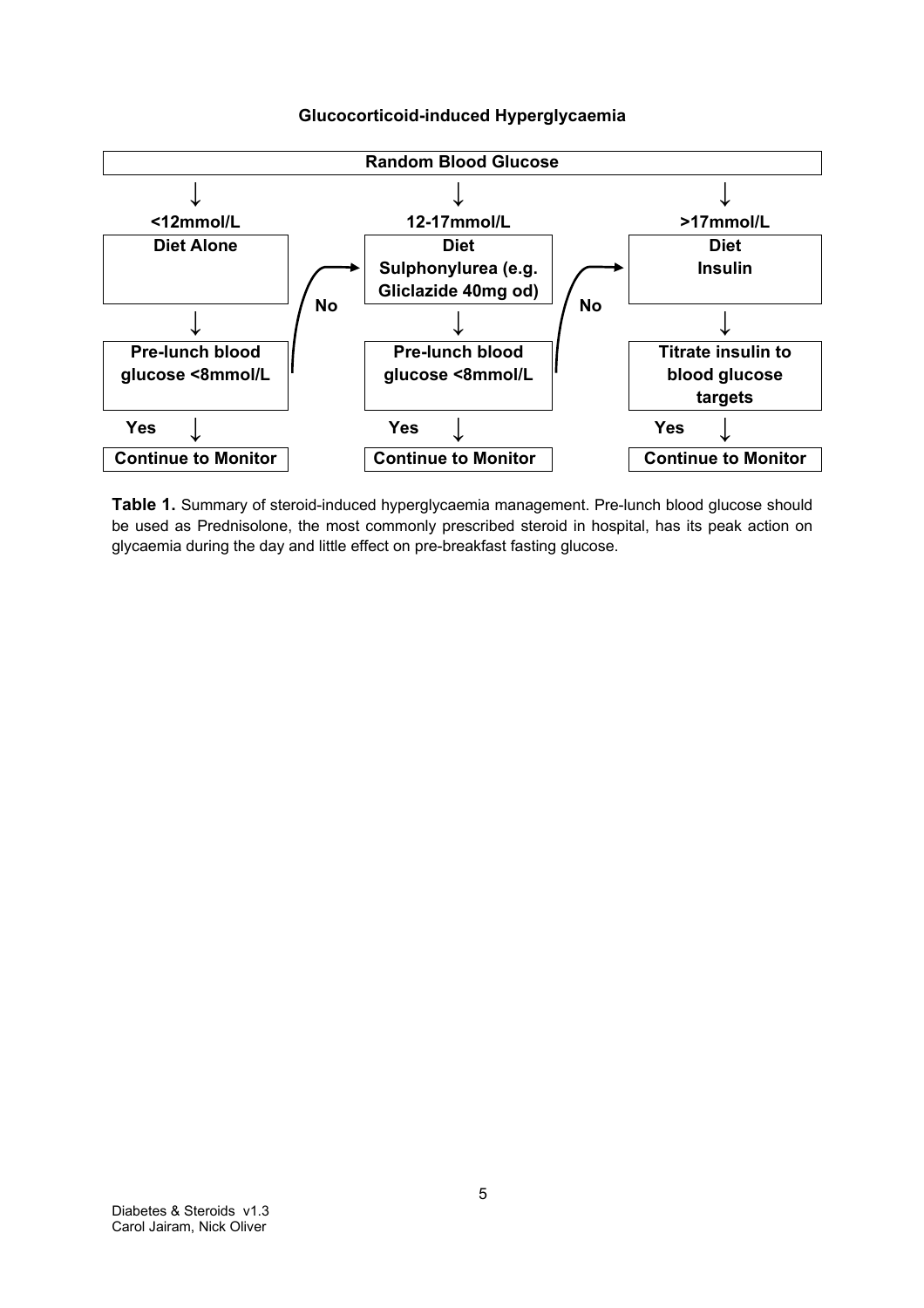**Glucocorticoid-induced Hyperglycaemia**

**Random Blood Glucose**

| <12mmol/L | 12-17mmol/L | >17mmol/L |
|---|---|---|
| **Diet Alone** | **Diet**<br>**Sulphonylurea (e.g. Gliclazide 40mg od)** | **Diet**<br>**Insulin** |
| **Pre-lunch blood glucose <8mmol/L** (No → 12-17mmol/L pathway) | **Pre-lunch blood glucose <8mmol/L** (No → >17mmol/L pathway) | **Titrate insulin to blood glucose targets** |
| Yes ↓ | Yes ↓ | Yes ↓ |
| **Continue to Monitor** | **Continue to Monitor** | **Continue to Monitor** |

**Table 1.** Summary of steroid-induced hyperglycaemia management. Pre-lunch blood glucose should be used as Prednisolone, the most commonly prescribed steroid in hospital, has its peak action on glycaemia during the day and little effect on pre-breakfast fasting glucose.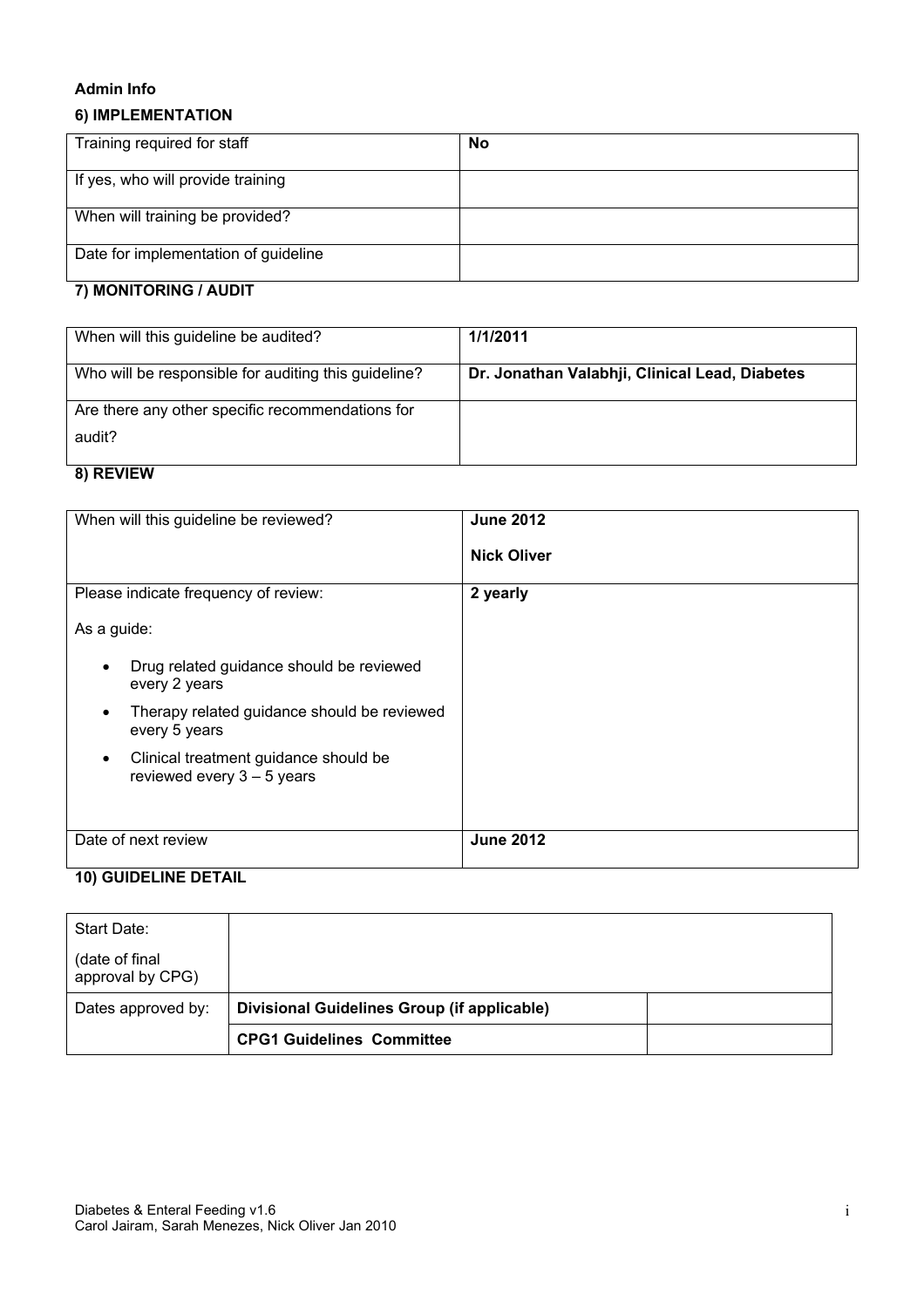**Admin Info**

### 6) IMPLEMENTATION

| Training required for staff | **No** |
|---|---|
| If yes, who will provide training | |
| When will training be provided? | |
| Date for implementation of guideline | |

### 7) MONITORING / AUDIT

| When will this guideline be audited? | **1/1/2011** |
|---|---|
| Who will be responsible for auditing this guideline? | **Dr. Jonathan Valabhji, Clinical Lead, Diabetes** |
| Are there any other specific recommendations for audit? | |

### 8) REVIEW

| When will this guideline be reviewed? | **June 2012** **Nick Oliver** |
|---|---|
| Please indicate frequency of review: As a guide: <br>• Drug related guidance should be reviewed every 2 years <br>• Therapy related guidance should be reviewed every 5 years <br>• Clinical treatment guidance should be reviewed every 3 – 5 years | **2 yearly** |
| Date of next review | **June 2012** |

### 10) GUIDELINE DETAIL

| Start Date: (date of final approval by CPG) | | |
|---|---|---|
| Dates approved by: | **Divisional Guidelines Group (if applicable)** | |
| | **CPG1 Guidelines Committee** | |

Diabetes & Enteral Feeding v1.6
Carol Jairam, Sarah Menezes, Nick Oliver Jan 2010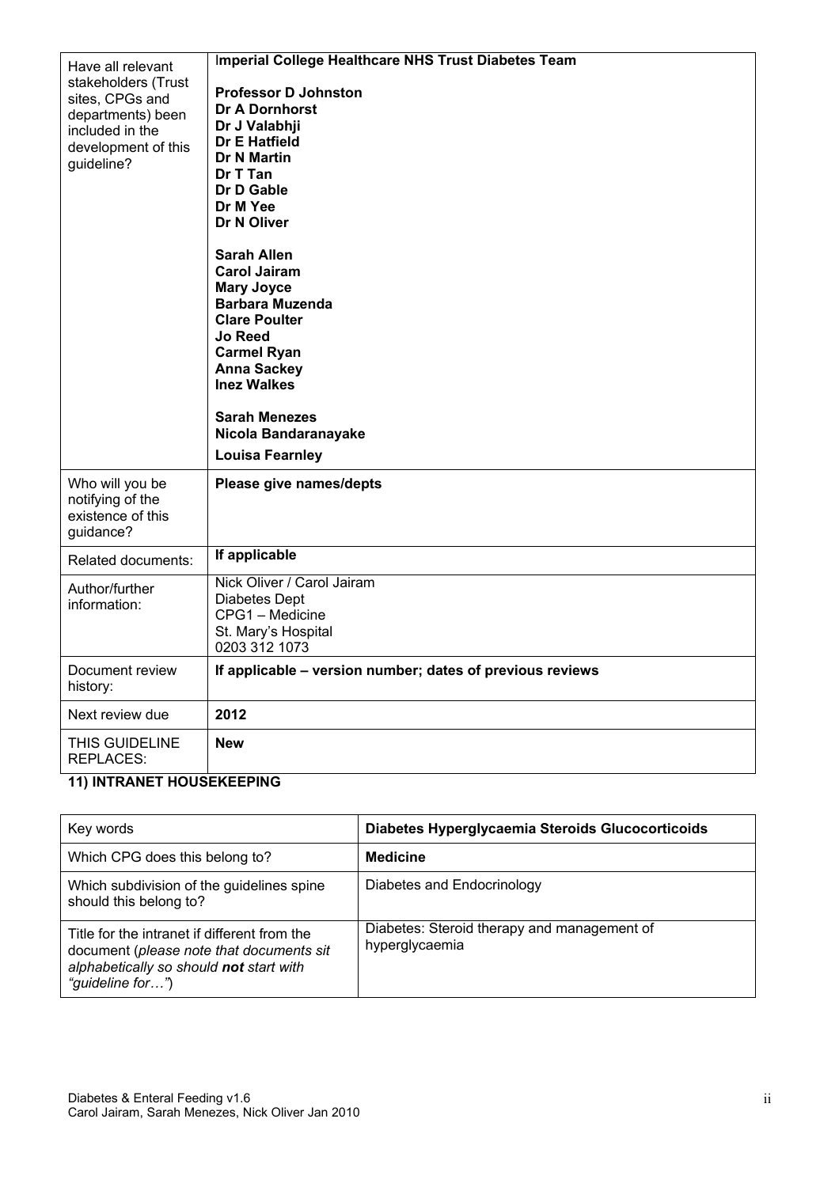| | |
|---|---|
| Have all relevant stakeholders (Trust sites, CPGs and departments) been included in the development of this guideline? | **Imperial College Healthcare NHS Trust Diabetes Team**<br><br>**Professor D Johnston**<br>**Dr A Dornhorst**<br>**Dr J Valabhji**<br>**Dr E Hatfield**<br>**Dr N Martin**<br>**Dr T Tan**<br>**Dr D Gable**<br>**Dr M Yee**<br>**Dr N Oliver**<br><br>**Sarah Allen**<br>**Carol Jairam**<br>**Mary Joyce**<br>**Barbara Muzenda**<br>**Clare Poulter**<br>**Jo Reed**<br>**Carmel Ryan**<br>**Anna Sackey**<br>**Inez Walkes**<br><br>**Sarah Menezes**<br>**Nicola Bandaranayake**<br>**Louisa Fearnley** |
| Who will you be notifying of the existence of this guidance? | **Please give names/depts** |
| Related documents: | **If applicable** |
| Author/further information: | Nick Oliver / Carol Jairam<br>Diabetes Dept<br>CPG1 – Medicine<br>St. Mary's Hospital<br>0203 312 1073 |
| Document review history: | **If applicable – version number; dates of previous reviews** |
| Next review due | **2012** |
| THIS GUIDELINE REPLACES: | **New** |

**11) INTRANET HOUSEKEEPING**

| | |
|---|---|
| Key words | **Diabetes Hyperglycaemia Steroids Glucocorticoids** |
| Which CPG does this belong to? | **Medicine** |
| Which subdivision of the guidelines spine should this belong to? | Diabetes and Endocrinology |
| Title for the intranet if different from the document (*please note that documents sit alphabetically so should **not** start with "guideline for…"*) | Diabetes: Steroid therapy and management of hyperglycaemia |

Diabetes & Enteral Feeding v1.6
Carol Jairam, Sarah Menezes, Nick Oliver Jan 2010